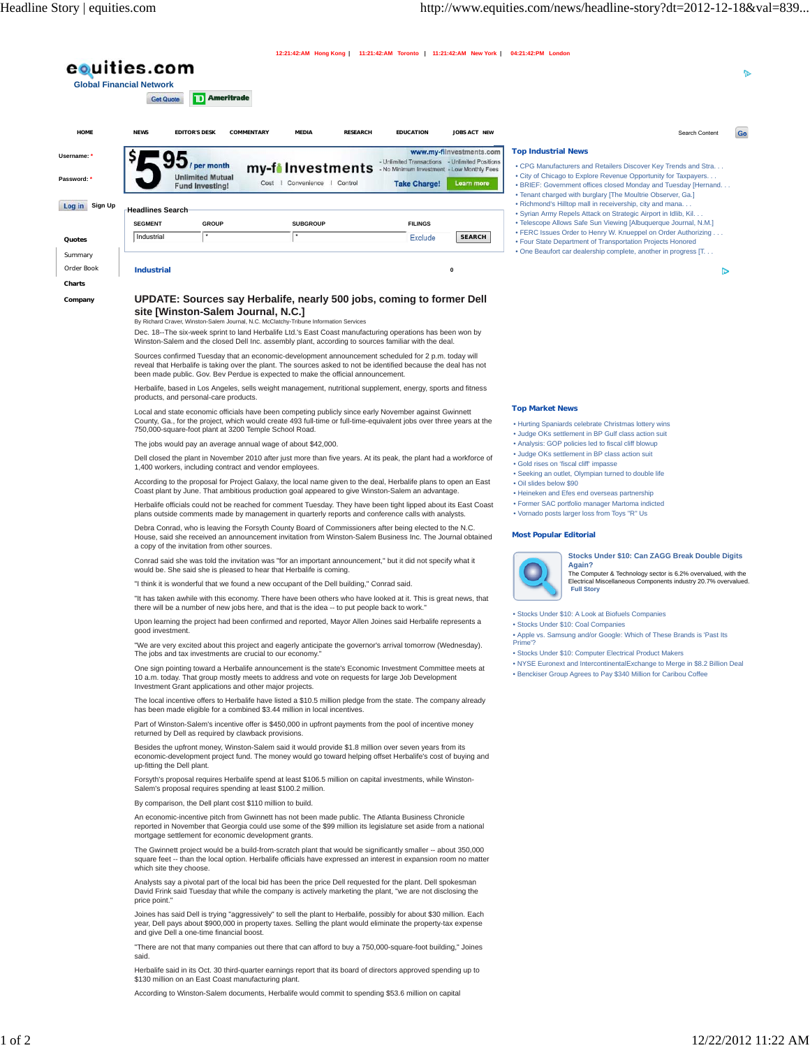# UPDATE: Sources say Herbalife, nearly 500 jobs, coming to former Dell site [Winston-Salem Journal, N.C.]

By Richard Craver, Winston-Salem Journal, N.C. McClatchy-Tribune Information Services

Dec. 18--The six-week sprint to land Herbalife Ltd.'s East Coast manufacturing operations has been won by Winston-Salem and the closed Dell Inc. assembly plant, according to sources familiar with the deal.

Sources confirmed Tuesday that an economic-development announcement scheduled for 2 p.m. today will reveal that Herbalife is taking over the plant. The sources asked to not be identified because the deal has not been made public. Gov. Bev Perdue is expected to make the official announcement.

Herbalife, based in Los Angeles, sells weight management, nutritional supplement, energy, sports and fitness products, and personal-care products.

Local and state economic officials have been competing publicly since early November against Gwinnett County, Ga., for the project, which would create 493 full-time or full-time-equivalent jobs over three years at the 750,000-square-foot plant at 3200 Temple School Road.

The jobs would pay an average annual wage of about $42,000.

Dell closed the plant in November 2010 after just more than five years. At its peak, the plant had a workforce of 1,400 workers, including contract and vendor employees.

According to the proposal for Project Galaxy, the local name given to the deal, Herbalife plans to open an East Coast plant by June. That ambitious production goal appeared to give Winston-Salem an advantage.

Herbalife officials could not be reached for comment Tuesday. They have been tight lipped about its East Coast plans outside comments made by management in quarterly reports and conference calls with analysts.

Debra Conrad, who is leaving the Forsyth County Board of Commissioners after being elected to the N.C. House, said she received an announcement invitation from Winston-Salem Business Inc. The Journal obtained a copy of the invitation from other sources.

Conrad said she was told the invitation was "for an important announcement," but it did not specify what it would be. She said she is pleased to hear that Herbalife is coming.

"I think it is wonderful that we found a new occupant of the Dell building," Conrad said.

"It has taken awhile with this economy. There have been others who have looked at it. This is great news, that there will be a number of new jobs here, and that is the idea -- to put people back to work."

Upon learning the project had been confirmed and reported, Mayor Allen Joines said Herbalife represents a good investment.

"We are very excited about this project and eagerly anticipate the governor's arrival tomorrow (Wednesday). The jobs and tax investments are crucial to our economy."

One sign pointing toward a Herbalife announcement is the state's Economic Investment Committee meets at 10 a.m. today. That group mostly meets to address and vote on requests for large Job Development Investment Grant applications and other major projects.

The local incentive offers to Herbalife have listed a $10.5 million pledge from the state. The company already has been made eligible for a combined $3.44 million in local incentives.

Part of Winston-Salem's incentive offer is $450,000 in upfront payments from the pool of incentive money returned by Dell as required by clawback provisions.

Besides the upfront money, Winston-Salem said it would provide $1.8 million over seven years from its economic-development project fund. The money would go toward helping offset Herbalife's cost of buying and up-fitting the Dell plant.

Forsyth's proposal requires Herbalife spend at least $106.5 million on capital investments, while Winston-Salem's proposal requires spending at least $100.2 million.

By comparison, the Dell plant cost $110 million to build.

An economic-incentive pitch from Gwinnett has not been made public. The Atlanta Business Chronicle reported in November that Georgia could use some of the $99 million its legislature set aside from a national mortgage settlement for economic development grants.

The Gwinnett project would be a build-from-scratch plant that would be significantly smaller -- about 350,000 square feet -- than the local option. Herbalife officials have expressed an interest in expansion room no matter which site they choose.

Analysts say a pivotal part of the local bid has been the price Dell requested for the plant. Dell spokesman David Frink said Tuesday that while the company is actively marketing the plant, "we are not disclosing the price point."

Joines has said Dell is trying "aggressively" to sell the plant to Herbalife, possibly for about $30 million. Each year, Dell pays about $900,000 in property taxes. Selling the plant would eliminate the property-tax expense and give Dell a one-time financial boost.

"There are not that many companies out there that can afford to buy a 750,000-square-foot building," Joines said.

Herbalife said in its Oct. 30 third-quarter earnings report that its board of directors approved spending up to $130 million on an East Coast manufacturing plant.

According to Winston-Salem documents, Herbalife would commit to spending $53.6 million on capital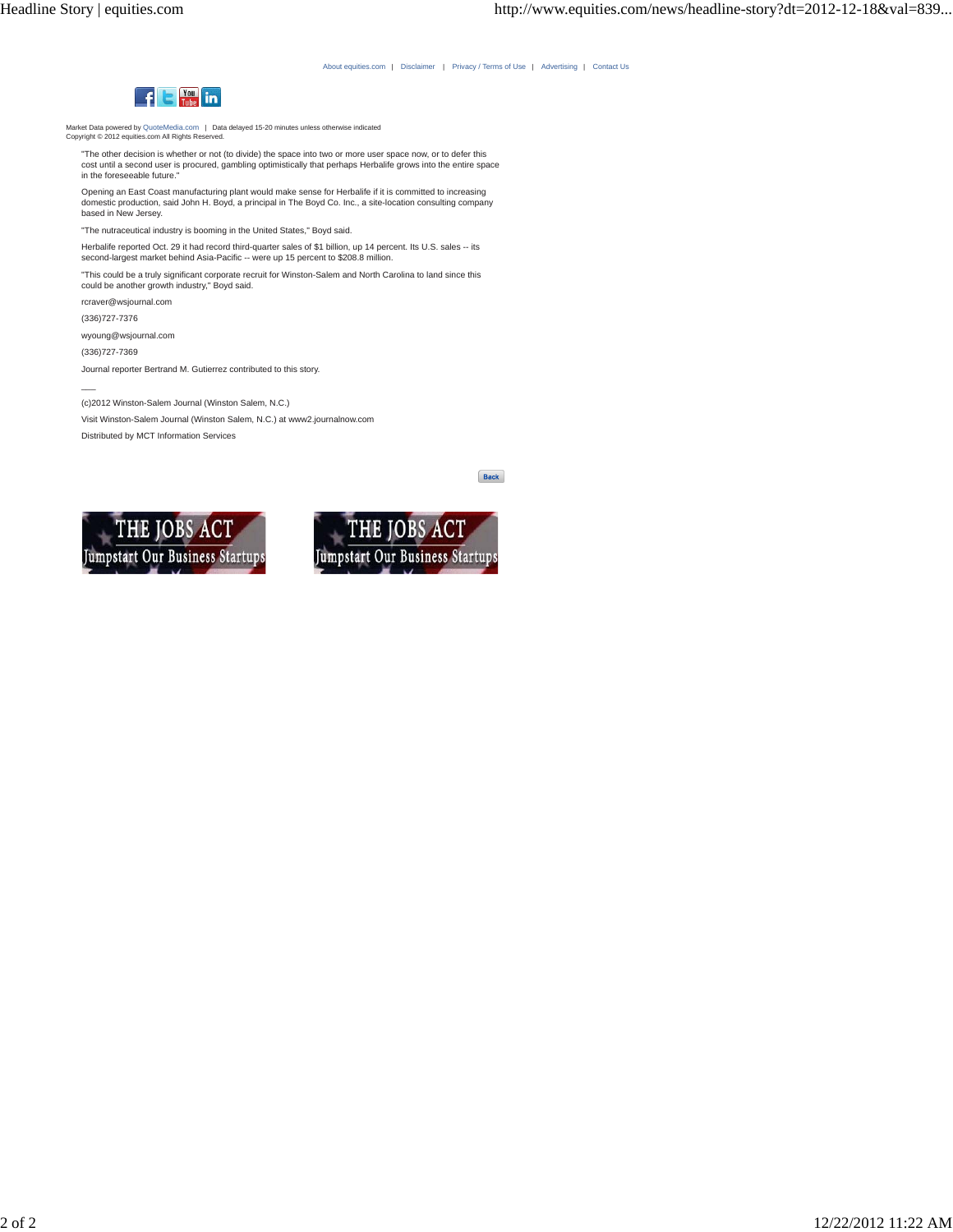About equities.com | Disclaimer | Privacy / Terms of Use | Advertising | Contact Us

Market Data powered by QuoteMedia.com | Data delayed 15-20 minutes unless otherwise indicated
Copyright © 2012 equities.com All Rights Reserved.

"The other decision is whether or not (to divide) the space into two or more user space now, or to defer this cost until a second user is procured, gambling optimistically that perhaps Herbalife grows into the entire space in the foreseeable future."

Opening an East Coast manufacturing plant would make sense for Herbalife if it is committed to increasing domestic production, said John H. Boyd, a principal in The Boyd Co. Inc., a site-location consulting company based in New Jersey.

"The nutraceutical industry is booming in the United States," Boyd said.

Herbalife reported Oct. 29 it had record third-quarter sales of $1 billion, up 14 percent. Its U.S. sales -- its second-largest market behind Asia-Pacific -- were up 15 percent to $208.8 million.

"This could be a truly significant corporate recruit for Winston-Salem and North Carolina to land since this could be another growth industry," Boyd said.

rcraver@wsjournal.com

(336)727-7376

wyoung@wsjournal.com

(336)727-7369

Journal reporter Bertrand M. Gutierrez contributed to this story.

___

(c)2012 Winston-Salem Journal (Winston Salem, N.C.)

Visit Winston-Salem Journal (Winston Salem, N.C.) at www2.journalnow.com

Distributed by MCT Information Services

Back

THE JOBS ACT
Jumpstart Our Business Startups

THE JOBS ACT
Jumpstart Our Business Startups